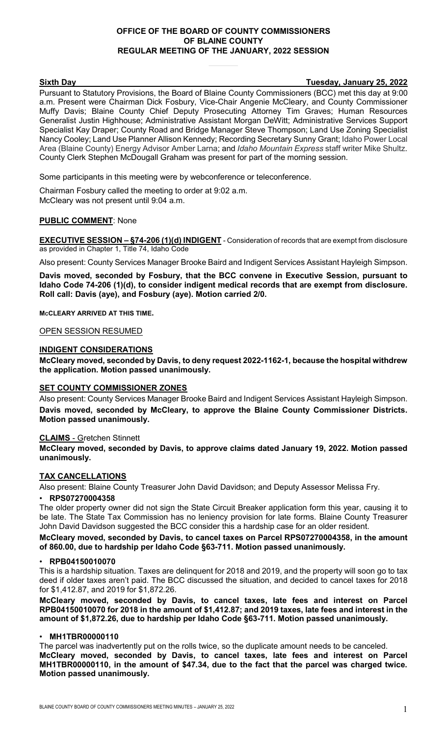**OFFICE OF THE BOARD OF COUNTY COMMISSIONERS OF BLAINE COUNTY REGULAR MEETING OF THE JANUARY, 2022 SESSION**

**Sixth Day** **Tuesday, January 25, 2022**

Pursuant to Statutory Provisions, the Board of Blaine County Commissioners (BCC) met this day at 9:00 a.m. Present were Chairman Dick Fosbury, Vice-Chair Angenie McCleary, and County Commissioner Muffy Davis; Blaine County Chief Deputy Prosecuting Attorney Tim Graves; Human Resources Generalist Justin Highhouse; Administrative Assistant Morgan DeWitt; Administrative Services Support Specialist Kay Draper; County Road and Bridge Manager Steve Thompson; Land Use Zoning Specialist Nancy Cooley; Land Use Planner Allison Kennedy; Recording Secretary Sunny Grant; Idaho Power Local Area (Blaine County) Energy Advisor Amber Larna; and *Idaho Mountain Express* staff writer Mike Shultz. County Clerk Stephen McDougall Graham was present for part of the morning session.

Some participants in this meeting were by webconference or teleconference.

Chairman Fosbury called the meeting to order at 9:02 a.m.
McCleary was not present until 9:04 a.m.

**PUBLIC COMMENT**: None

**EXECUTIVE SESSION – §74-206 (1)(d) INDIGENT** - Consideration of records that are exempt from disclosure as provided in Chapter 1, Title 74, Idaho Code

Also present: County Services Manager Brooke Baird and Indigent Services Assistant Hayleigh Simpson.

**Davis moved, seconded by Fosbury, that the BCC convene in Executive Session, pursuant to Idaho Code 74-206 (1)(d), to consider indigent medical records that are exempt from disclosure. Roll call: Davis (aye), and Fosbury (aye). Motion carried 2/0.**

**McCLEARY ARRIVED AT THIS TIME.**

OPEN SESSION RESUMED

**INDIGENT CONSIDERATIONS**

**McCleary moved, seconded by Davis, to deny request 2022-1162-1, because the hospital withdrew the application. Motion passed unanimously.**

**SET COUNTY COMMISSIONER ZONES**

Also present: County Services Manager Brooke Baird and Indigent Services Assistant Hayleigh Simpson.

**Davis moved, seconded by McCleary, to approve the Blaine County Commissioner Districts. Motion passed unanimously.**

**CLAIMS** - Gretchen Stinnett

**McCleary moved, seconded by Davis, to approve claims dated January 19, 2022. Motion passed unanimously.**

**TAX CANCELLATIONS**

Also present: Blaine County Treasurer John David Davidson; and Deputy Assessor Melissa Fry.

- **RPS07270004358**

The older property owner did not sign the State Circuit Breaker application form this year, causing it to be late. The State Tax Commission has no leniency provision for late forms. Blaine County Treasurer John David Davidson suggested the BCC consider this a hardship case for an older resident.

**McCleary moved, seconded by Davis, to cancel taxes on Parcel RPS07270004358, in the amount of 860.00, due to hardship per Idaho Code §63-711. Motion passed unanimously.**

- **RPB04150010070**

This is a hardship situation. Taxes are delinquent for 2018 and 2019, and the property will soon go to tax deed if older taxes aren't paid. The BCC discussed the situation, and decided to cancel taxes for 2018 for $1,412.87, and 2019 for $1,872.26.

**McCleary moved, seconded by Davis, to cancel taxes, late fees and interest on Parcel RPB04150010070 for 2018 in the amount of $1,412.87; and 2019 taxes, late fees and interest in the amount of $1,872.26, due to hardship per Idaho Code §63-711. Motion passed unanimously.**

- **MH1TBR00000110**

The parcel was inadvertently put on the rolls twice, so the duplicate amount needs to be canceled.

**McCleary moved, seconded by Davis, to cancel taxes, late fees and interest on Parcel MH1TBR00000110, in the amount of $47.34, due to the fact that the parcel was charged twice. Motion passed unanimously.**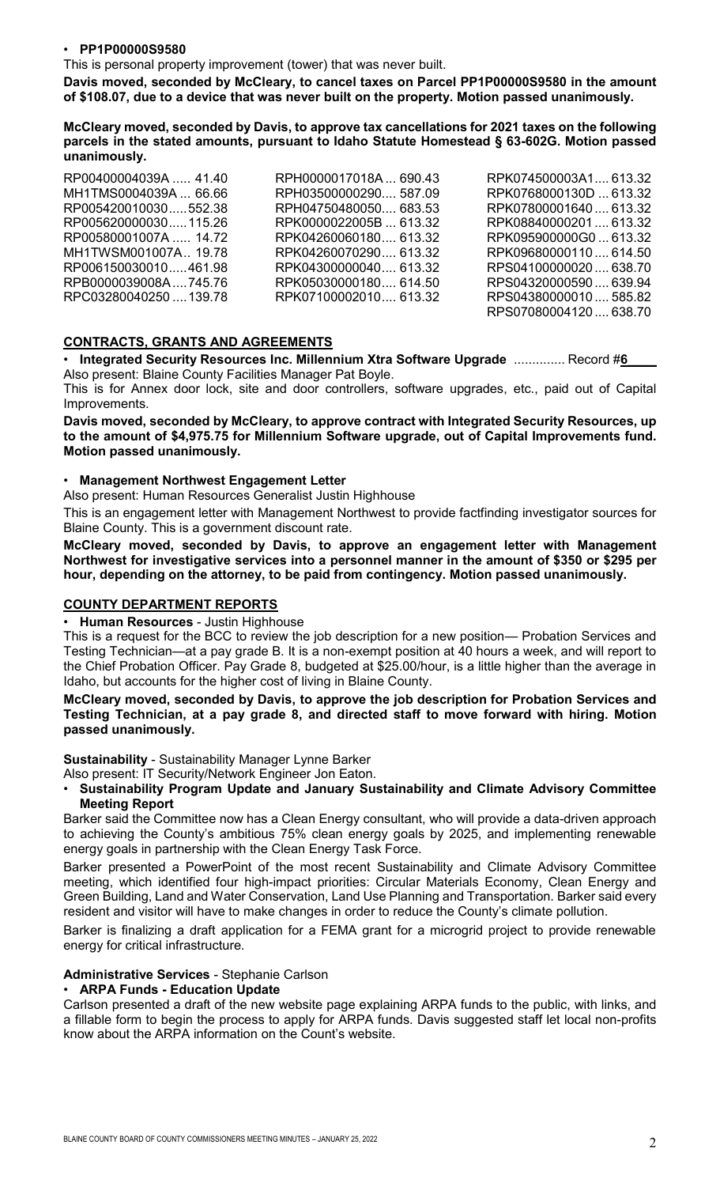- **PP1P00000S9580**

This is personal property improvement (tower) that was never built.

**Davis moved, seconded by McCleary, to cancel taxes on Parcel PP1P00000S9580 in the amount of $108.07, due to a device that was never built on the property. Motion passed unanimously.**

**McCleary moved, seconded by Davis, to approve tax cancellations for 2021 taxes on the following parcels in the stated amounts, pursuant to Idaho Statute Homestead § 63-602G. Motion passed unanimously.**

| | | |
|---|---|---|
| RP00400004039A ..... 41.40 | RPH0000017018A ... 690.43 | RPK074500003A1.... 613.32 |
| MH1TMS0004039A ... 66.66 | RPH03500000290.... 587.09 | RPK0768000130D ... 613.32 |
| RP005420010030..... 552.38 | RPH04750480050.... 683.53 | RPK07800001640 .... 613.32 |
| RP005620000030..... 115.26 | RPK0000022005B ... 613.32 | RPK08840000201 .... 613.32 |
| RP00580001007A ..... 14.72 | RPK04260060180.... 613.32 | RPK095900000G0 ... 613.32 |
| MH1TWSM001007A.. 19.78 | RPK04260070290.... 613.32 | RPK09680000110 .... 638.70 |
| RP006150030010..... 461.98 | RPK04300000040.... 613.32 | RPS04100000020 .... 614.50 |
| RPB0000039008A.... 745.76 | RPK05030000180.... 614.50 | RPS04320000590 .... 639.94 |
| RPC03280040250 .... 139.78 | RPK07100002010.... 613.32 | RPS04380000010 .... 585.82 |
| | | RPS07080004120 .... 638.70 |

## CONTRACTS, GRANTS AND AGREEMENTS

- **Integrated Security Resources Inc. Millennium Xtra Software Upgrade** .............. Record #**6**

Also present: Blaine County Facilities Manager Pat Boyle.

This is for Annex door lock, site and door controllers, software upgrades, etc., paid out of Capital Improvements.

**Davis moved, seconded by McCleary, to approve contract with Integrated Security Resources, up to the amount of $4,975.75 for Millennium Software upgrade, out of Capital Improvements fund. Motion passed unanimously.**

- **Management Northwest Engagement Letter**

Also present: Human Resources Generalist Justin Highhouse

This is an engagement letter with Management Northwest to provide factfinding investigator sources for Blaine County. This is a government discount rate.

**McCleary moved, seconded by Davis, to approve an engagement letter with Management Northwest for investigative services into a personnel manner in the amount of $350 or $295 per hour, depending on the attorney, to be paid from contingency. Motion passed unanimously.**

## COUNTY DEPARTMENT REPORTS

- **Human Resources** - Justin Highhouse

This is a request for the BCC to review the job description for a new position— Probation Services and Testing Technician—at a pay grade B. It is a non-exempt position at 40 hours a week, and will report to the Chief Probation Officer. Pay Grade 8, budgeted at $25.00/hour, is a little higher than the average in Idaho, but accounts for the higher cost of living in Blaine County.

**McCleary moved, seconded by Davis, to approve the job description for Probation Services and Testing Technician, at a pay grade 8, and directed staff to move forward with hiring. Motion passed unanimously.**

**Sustainability** - Sustainability Manager Lynne Barker

Also present: IT Security/Network Engineer Jon Eaton.

- **Sustainability Program Update and January Sustainability and Climate Advisory Committee Meeting Report**

Barker said the Committee now has a Clean Energy consultant, who will provide a data-driven approach to achieving the County's ambitious 75% clean energy goals by 2025, and implementing renewable energy goals in partnership with the Clean Energy Task Force.

Barker presented a PowerPoint of the most recent Sustainability and Climate Advisory Committee meeting, which identified four high-impact priorities: Circular Materials Economy, Clean Energy and Green Building, Land and Water Conservation, Land Use Planning and Transportation. Barker said every resident and visitor will have to make changes in order to reduce the County's climate pollution.

Barker is finalizing a draft application for a FEMA grant for a microgrid project to provide renewable energy for critical infrastructure.

**Administrative Services** - Stephanie Carlson

- **ARPA Funds - Education Update**

Carlson presented a draft of the new website page explaining ARPA funds to the public, with links, and a fillable form to begin the process to apply for ARPA funds. Davis suggested staff let local non-profits know about the ARPA information on the Count's website.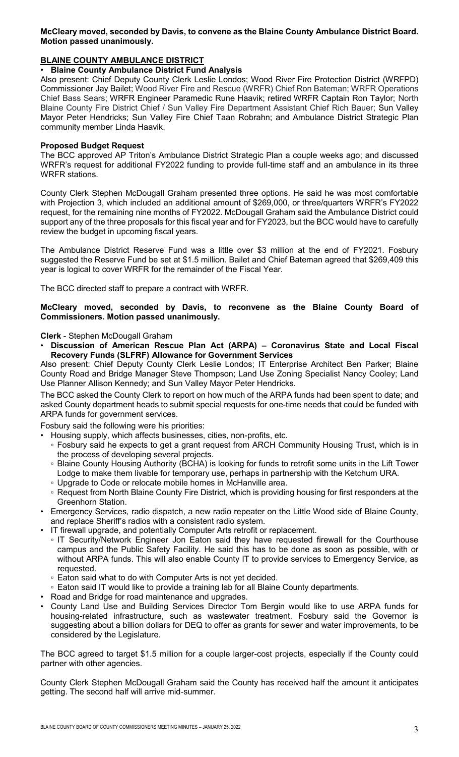**McCleary moved, seconded by Davis, to convene as the Blaine County Ambulance District Board. Motion passed unanimously.**

## BLAINE COUNTY AMBULANCE DISTRICT

- **Blaine County Ambulance District Fund Analysis**

Also present: Chief Deputy County Clerk Leslie Londos; Wood River Fire Protection District (WRFPD) Commissioner Jay Bailet; Wood River Fire and Rescue (WRFR) Chief Ron Bateman; WRFR Operations Chief Bass Sears; WRFR Engineer Paramedic Rune Haavik; retired WRFR Captain Ron Taylor; North Blaine County Fire District Chief / Sun Valley Fire Department Assistant Chief Rich Bauer; Sun Valley Mayor Peter Hendricks; Sun Valley Fire Chief Taan Robrahn; and Ambulance District Strategic Plan community member Linda Haavik.

**Proposed Budget Request**

The BCC approved AP Triton's Ambulance District Strategic Plan a couple weeks ago; and discussed WRFR's request for additional FY2022 funding to provide full-time staff and an ambulance in its three WRFR stations.

County Clerk Stephen McDougall Graham presented three options. He said he was most comfortable with Projection 3, which included an additional amount of $269,000, or three/quarters WRFR's FY2022 request, for the remaining nine months of FY2022. McDougall Graham said the Ambulance District could support any of the three proposals for this fiscal year and for FY2023, but the BCC would have to carefully review the budget in upcoming fiscal years.

The Ambulance District Reserve Fund was a little over $3 million at the end of FY2021. Fosbury suggested the Reserve Fund be set at $1.5 million. Bailet and Chief Bateman agreed that $269,409 this year is logical to cover WRFR for the remainder of the Fiscal Year.

The BCC directed staff to prepare a contract with WRFR.

**McCleary moved, seconded by Davis, to reconvene as the Blaine County Board of Commissioners. Motion passed unanimously.**

**Clerk** - Stephen McDougall Graham

- **Discussion of American Rescue Plan Act (ARPA) – Coronavirus State and Local Fiscal Recovery Funds (SLFRF) Allowance for Government Services**

Also present: Chief Deputy County Clerk Leslie Londos; IT Enterprise Architect Ben Parker; Blaine County Road and Bridge Manager Steve Thompson; Land Use Zoning Specialist Nancy Cooley; Land Use Planner Allison Kennedy; and Sun Valley Mayor Peter Hendricks.

The BCC asked the County Clerk to report on how much of the ARPA funds had been spent to date; and asked County department heads to submit special requests for one-time needs that could be funded with ARPA funds for government services.

Fosbury said the following were his priorities:

- Housing supply, which affects businesses, cities, non-profits, etc.
  - Fosbury said he expects to get a grant request from ARCH Community Housing Trust, which is in the process of developing several projects.
  - Blaine County Housing Authority (BCHA) is looking for funds to retrofit some units in the Lift Tower Lodge to make them livable for temporary use, perhaps in partnership with the Ketchum URA.
  - Upgrade to Code or relocate mobile homes in McHanville area.
  - Request from North Blaine County Fire District, which is providing housing for first responders at the Greenhorn Station.
- Emergency Services, radio dispatch, a new radio repeater on the Little Wood side of Blaine County, and replace Sheriff's radios with a consistent radio system.
- IT firewall upgrade, and potentially Computer Arts retrofit or replacement.
  - IT Security/Network Engineer Jon Eaton said they have requested firewall for the Courthouse campus and the Public Safety Facility. He said this has to be done as soon as possible, with or without ARPA funds. This will also enable County IT to provide services to Emergency Service, as requested.
  - Eaton said what to do with Computer Arts is not yet decided.
  - Eaton said IT would like to provide a training lab for all Blaine County departments.
- Road and Bridge for road maintenance and upgrades.
- County Land Use and Building Services Director Tom Bergin would like to use ARPA funds for housing-related infrastructure, such as wastewater treatment. Fosbury said the Governor is suggesting about a billion dollars for DEQ to offer as grants for sewer and water improvements, to be considered by the Legislature.

The BCC agreed to target $1.5 million for a couple larger-cost projects, especially if the County could partner with other agencies.

County Clerk Stephen McDougall Graham said the County has received half the amount it anticipates getting. The second half will arrive mid-summer.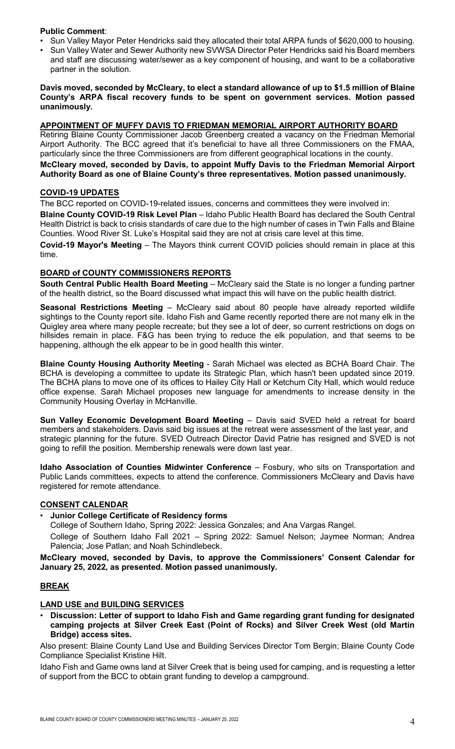**Public Comment**:

- Sun Valley Mayor Peter Hendricks said they allocated their total ARPA funds of $620,000 to housing.
- Sun Valley Water and Sewer Authority new SVWSA Director Peter Hendricks said his Board members and staff are discussing water/sewer as a key component of housing, and want to be a collaborative partner in the solution.

**Davis moved, seconded by McCleary, to elect a standard allowance of up to $1.5 million of Blaine County's ARPA fiscal recovery funds to be spent on government services. Motion passed unanimously.**

## APPOINTMENT OF MUFFY DAVIS TO FRIEDMAN MEMORIAL AIRPORT AUTHORITY BOARD

Retiring Blaine County Commissioner Jacob Greenberg created a vacancy on the Friedman Memorial Airport Authority. The BCC agreed that it's beneficial to have all three Commissioners on the FMAA, particularly since the three Commissioners are from different geographical locations in the county.

**McCleary moved, seconded by Davis, to appoint Muffy Davis to the Friedman Memorial Airport Authority Board as one of Blaine County's three representatives. Motion passed unanimously.**

## COVID-19 UPDATES

The BCC reported on COVID-19-related issues, concerns and committees they were involved in:

**Blaine County COVID-19 Risk Level Plan** – Idaho Public Health Board has declared the South Central Health District is back to crisis standards of care due to the high number of cases in Twin Falls and Blaine Counties. Wood River St. Luke's Hospital said they are not at crisis care level at this time.

**Covid-19 Mayor's Meeting** – The Mayors think current COVID policies should remain in place at this time.

## BOARD of COUNTY COMMISSIONERS REPORTS

**South Central Public Health Board Meeting** – McCleary said the State is no longer a funding partner of the health district, so the Board discussed what impact this will have on the public health district.

**Seasonal Restrictions Meeting** – McCleary said about 80 people have already reported wildlife sightings to the County report site. Idaho Fish and Game recently reported there are not many elk in the Quigley area where many people recreate; but they see a lot of deer, so current restrictions on dogs on hillsides remain in place. F&G has been trying to reduce the elk population, and that seems to be happening, although the elk appear to be in good health this winter.

**Blaine County Housing Authority Meeting** - Sarah Michael was elected as BCHA Board Chair. The BCHA is developing a committee to update its Strategic Plan, which hasn't been updated since 2019. The BCHA plans to move one of its offices to Hailey City Hall or Ketchum City Hall, which would reduce office expense. Sarah Michael proposes new language for amendments to increase density in the Community Housing Overlay in McHanville.

**Sun Valley Economic Development Board Meeting** – Davis said SVED held a retreat for board members and stakeholders. Davis said big issues at the retreat were assessment of the last year, and strategic planning for the future. SVED Outreach Director David Patrie has resigned and SVED is not going to refill the position. Membership renewals were down last year.

**Idaho Association of Counties Midwinter Conference** – Fosbury, who sits on Transportation and Public Lands committees, expects to attend the conference. Commissioners McCleary and Davis have registered for remote attendance.

## CONSENT CALENDAR

- **Junior College Certificate of Residency forms**

  College of Southern Idaho, Spring 2022: Jessica Gonzales; and Ana Vargas Rangel.

  College of Southern Idaho Fall 2021 – Spring 2022: Samuel Nelson; Jaymee Norman; Andrea Palencia; Jose Patlan; and Noah Schindlebeck.

**McCleary moved, seconded by Davis, to approve the Commissioners' Consent Calendar for January 25, 2022, as presented. Motion passed unanimously.**

## BREAK

## LAND USE and BUILDING SERVICES

- **Discussion: Letter of support to Idaho Fish and Game regarding grant funding for designated camping projects at Silver Creek East (Point of Rocks) and Silver Creek West (old Martin Bridge) access sites.**

Also present: Blaine County Land Use and Building Services Director Tom Bergin; Blaine County Code Compliance Specialist Kristine Hilt.

Idaho Fish and Game owns land at Silver Creek that is being used for camping, and is requesting a letter of support from the BCC to obtain grant funding to develop a campground.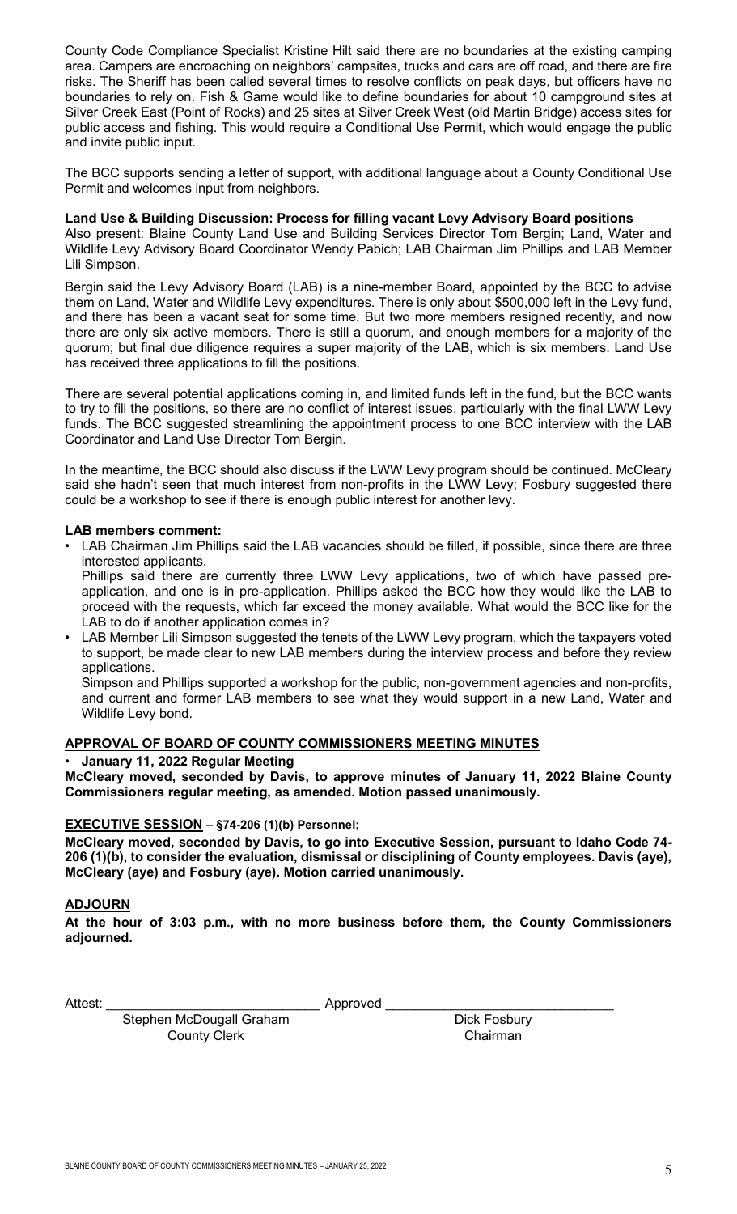County Code Compliance Specialist Kristine Hilt said there are no boundaries at the existing camping area. Campers are encroaching on neighbors' campsites, trucks and cars are off road, and there are fire risks. The Sheriff has been called several times to resolve conflicts on peak days, but officers have no boundaries to rely on. Fish & Game would like to define boundaries for about 10 campground sites at Silver Creek East (Point of Rocks) and 25 sites at Silver Creek West (old Martin Bridge) access sites for public access and fishing. This would require a Conditional Use Permit, which would engage the public and invite public input.

The BCC supports sending a letter of support, with additional language about a County Conditional Use Permit and welcomes input from neighbors.

**Land Use & Building Discussion: Process for filling vacant Levy Advisory Board positions**

Also present: Blaine County Land Use and Building Services Director Tom Bergin; Land, Water and Wildlife Levy Advisory Board Coordinator Wendy Pabich; LAB Chairman Jim Phillips and LAB Member Lili Simpson.

Bergin said the Levy Advisory Board (LAB) is a nine-member Board, appointed by the BCC to advise them on Land, Water and Wildlife Levy expenditures. There is only about $500,000 left in the Levy fund, and there has been a vacant seat for some time. But two more members resigned recently, and now there are only six active members. There is still a quorum, and enough members for a majority of the quorum; but final due diligence requires a super majority of the LAB, which is six members. Land Use has received three applications to fill the positions.

There are several potential applications coming in, and limited funds left in the fund, but the BCC wants to try to fill the positions, so there are no conflict of interest issues, particularly with the final LWW Levy funds. The BCC suggested streamlining the appointment process to one BCC interview with the LAB Coordinator and Land Use Director Tom Bergin.

In the meantime, the BCC should also discuss if the LWW Levy program should be continued. McCleary said she hadn't seen that much interest from non-profits in the LWW Levy; Fosbury suggested there could be a workshop to see if there is enough public interest for another levy.

**LAB members comment:**

- LAB Chairman Jim Phillips said the LAB vacancies should be filled, if possible, since there are three interested applicants.
  Phillips said there are currently three LWW Levy applications, two of which have passed pre-application, and one is in pre-application. Phillips asked the BCC how they would like the LAB to proceed with the requests, which far exceed the money available. What would the BCC like for the LAB to do if another application comes in?
- LAB Member Lili Simpson suggested the tenets of the LWW Levy program, which the taxpayers voted to support, be made clear to new LAB members during the interview process and before they review applications.
  Simpson and Phillips supported a workshop for the public, non-government agencies and non-profits, and current and former LAB members to see what they would support in a new Land, Water and Wildlife Levy bond.

## APPROVAL OF BOARD OF COUNTY COMMISSIONERS MEETING MINUTES

- **January 11, 2022 Regular Meeting**

**McCleary moved, seconded by Davis, to approve minutes of January 11, 2022 Blaine County Commissioners regular meeting, as amended. Motion passed unanimously.**

## EXECUTIVE SESSION – §74-206 (1)(b) Personnel;

**McCleary moved, seconded by Davis, to go into Executive Session, pursuant to Idaho Code 74-206 (1)(b), to consider the evaluation, dismissal or disciplining of County employees. Davis (aye), McCleary (aye) and Fosbury (aye). Motion carried unanimously.**

## ADJOURN

**At the hour of 3:03 p.m., with no more business before them, the County Commissioners adjourned.**

Attest: ____________________________ Approved ______________________________

Stephen McDougall Graham, County Clerk

Dick Fosbury, Chairman